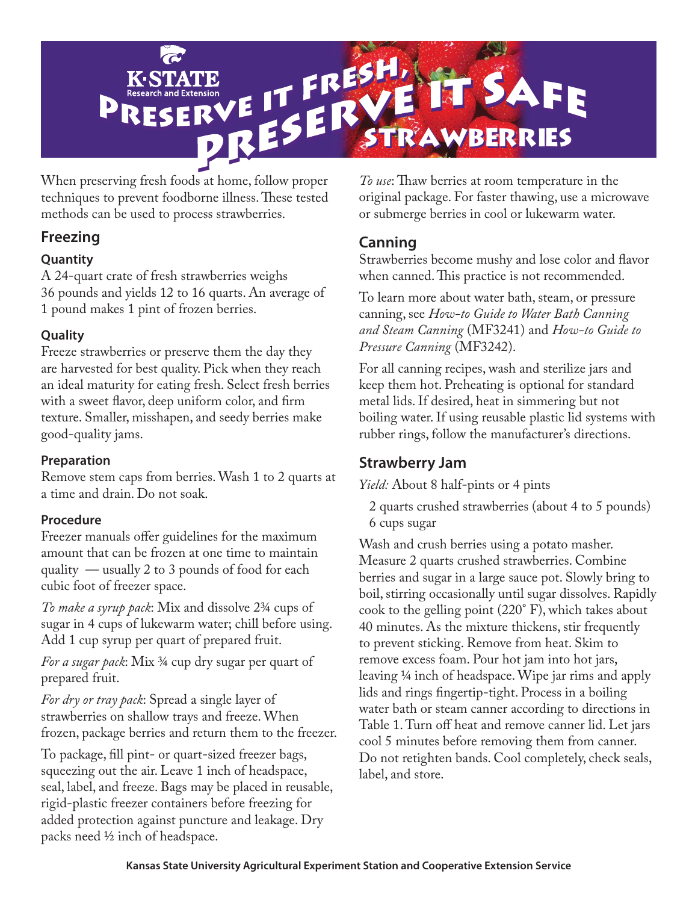# Preserve it Fresh, Preserve it Safe

## Strawberries

K-State Research and Extension

When preserving fresh foods at home, follow proper techniques to prevent foodborne illness. These tested methods can be used to process strawberries.

## Freezing

### Quantity

A 24-quart crate of fresh strawberries weighs 36 pounds and yields 12 to 16 quarts. An average of 1 pound makes 1 pint of frozen berries.

### Quality

Freeze strawberries or preserve them the day they are harvested for best quality. Pick when they reach an ideal maturity for eating fresh. Select fresh berries with a sweet flavor, deep uniform color, and firm texture. Smaller, misshapen, and seedy berries make good-quality jams.

### Preparation

Remove stem caps from berries. Wash 1 to 2 quarts at a time and drain. Do not soak.

### Procedure

Freezer manuals offer guidelines for the maximum amount that can be frozen at one time to maintain quality — usually 2 to 3 pounds of food for each cubic foot of freezer space.

*To make a syrup pack*: Mix and dissolve 2¾ cups of sugar in 4 cups of lukewarm water; chill before using. Add 1 cup syrup per quart of prepared fruit.

*For a sugar pack*: Mix ¾ cup dry sugar per quart of prepared fruit.

*For dry or tray pack*: Spread a single layer of strawberries on shallow trays and freeze. When frozen, package berries and return them to the freezer.

To package, fill pint- or quart-sized freezer bags, squeezing out the air. Leave 1 inch of headspace, seal, label, and freeze. Bags may be placed in reusable, rigid-plastic freezer containers before freezing for added protection against puncture and leakage. Dry packs need ½ inch of headspace.

*To use*: Thaw berries at room temperature in the original package. For faster thawing, use a microwave or submerge berries in cool or lukewarm water.

## Canning

Strawberries become mushy and lose color and flavor when canned. This practice is not recommended.

To learn more about water bath, steam, or pressure canning, see *How-to Guide to Water Bath Canning and Steam Canning* (MF3241) and *How-to Guide to Pressure Canning* (MF3242).

For all canning recipes, wash and sterilize jars and keep them hot. Preheating is optional for standard metal lids. If desired, heat in simmering but not boiling water. If using reusable plastic lid systems with rubber rings, follow the manufacturer's directions.

## Strawberry Jam

*Yield:* About 8 half-pints or 4 pints

- 2 quarts crushed strawberries (about 4 to 5 pounds)
- 6 cups sugar

Wash and crush berries using a potato masher. Measure 2 quarts crushed strawberries. Combine berries and sugar in a large sauce pot. Slowly bring to boil, stirring occasionally until sugar dissolves. Rapidly cook to the gelling point (220° F), which takes about 40 minutes. As the mixture thickens, stir frequently to prevent sticking. Remove from heat. Skim to remove excess foam. Pour hot jam into hot jars, leaving ¼ inch of headspace. Wipe jar rims and apply lids and rings fingertip-tight. Process in a boiling water bath or steam canner according to directions in Table 1. Turn off heat and remove canner lid. Let jars cool 5 minutes before removing them from canner. Do not retighten bands. Cool completely, check seals, label, and store.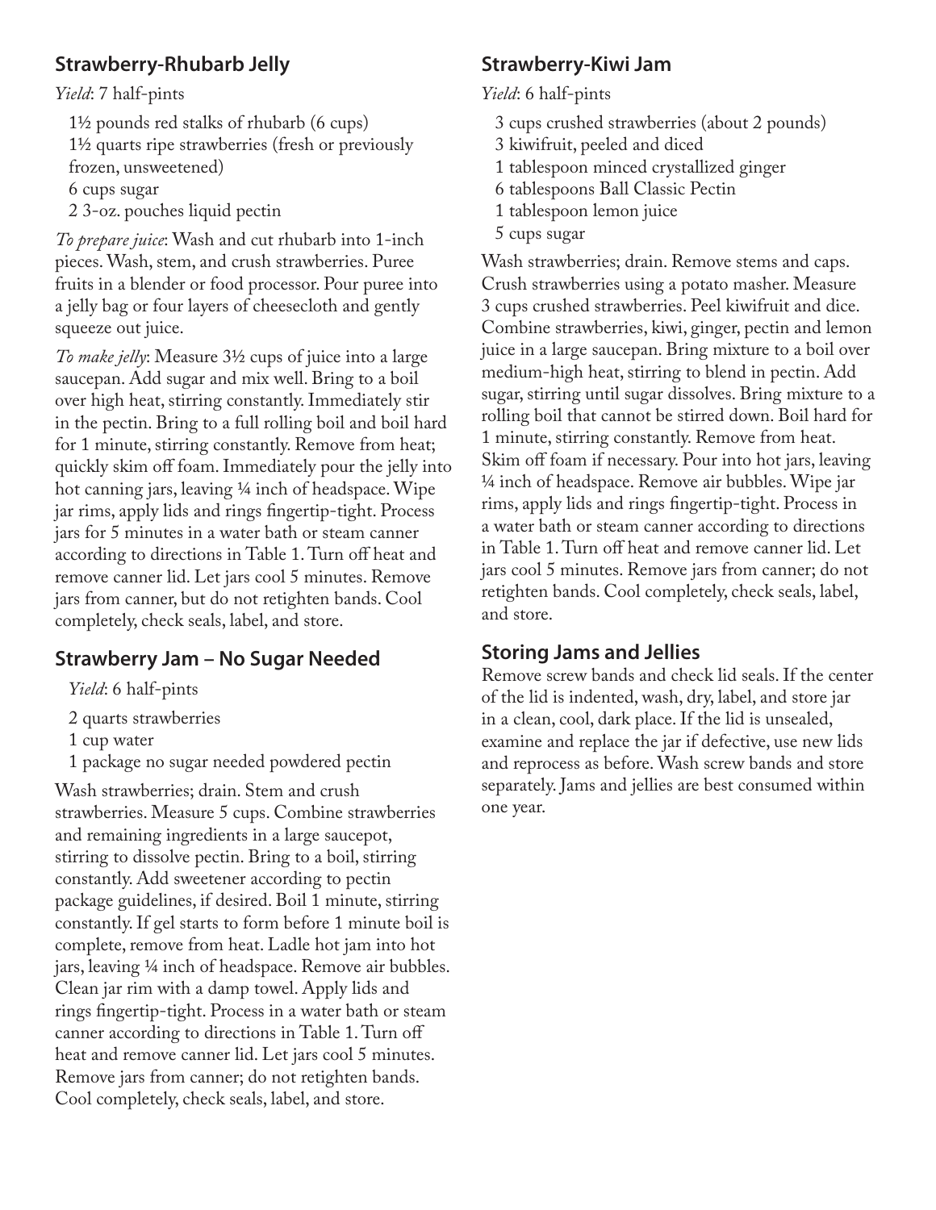## Strawberry-Rhubarb Jelly

*Yield*: 7 half-pints

1½ pounds red stalks of rhubarb (6 cups)
1½ quarts ripe strawberries (fresh or previously frozen, unsweetened)
6 cups sugar
2 3-oz. pouches liquid pectin

*To prepare juice*: Wash and cut rhubarb into 1-inch pieces. Wash, stem, and crush strawberries. Puree fruits in a blender or food processor. Pour puree into a jelly bag or four layers of cheesecloth and gently squeeze out juice.

*To make jelly*: Measure 3½ cups of juice into a large saucepan. Add sugar and mix well. Bring to a boil over high heat, stirring constantly. Immediately stir in the pectin. Bring to a full rolling boil and boil hard for 1 minute, stirring constantly. Remove from heat; quickly skim off foam. Immediately pour the jelly into hot canning jars, leaving ¼ inch of headspace. Wipe jar rims, apply lids and rings fingertip-tight. Process jars for 5 minutes in a water bath or steam canner according to directions in Table 1. Turn off heat and remove canner lid. Let jars cool 5 minutes. Remove jars from canner, but do not retighten bands. Cool completely, check seals, label, and store.

## Strawberry Jam – No Sugar Needed

*Yield*: 6 half-pints

2 quarts strawberries
1 cup water
1 package no sugar needed powdered pectin

Wash strawberries; drain. Stem and crush strawberries. Measure 5 cups. Combine strawberries and remaining ingredients in a large saucepot, stirring to dissolve pectin. Bring to a boil, stirring constantly. Add sweetener according to pectin package guidelines, if desired. Boil 1 minute, stirring constantly. If gel starts to form before 1 minute boil is complete, remove from heat. Ladle hot jam into hot jars, leaving ¼ inch of headspace. Remove air bubbles. Clean jar rim with a damp towel. Apply lids and rings fingertip-tight. Process in a water bath or steam canner according to directions in Table 1. Turn off heat and remove canner lid. Let jars cool 5 minutes. Remove jars from canner; do not retighten bands. Cool completely, check seals, label, and store.

## Strawberry-Kiwi Jam

*Yield*: 6 half-pints

3 cups crushed strawberries (about 2 pounds)
3 kiwifruit, peeled and diced
1 tablespoon minced crystallized ginger
6 tablespoons Ball Classic Pectin
1 tablespoon lemon juice
5 cups sugar

Wash strawberries; drain. Remove stems and caps. Crush strawberries using a potato masher. Measure 3 cups crushed strawberries. Peel kiwifruit and dice. Combine strawberries, kiwi, ginger, pectin and lemon juice in a large saucepan. Bring mixture to a boil over medium-high heat, stirring to blend in pectin. Add sugar, stirring until sugar dissolves. Bring mixture to a rolling boil that cannot be stirred down. Boil hard for 1 minute, stirring constantly. Remove from heat. Skim off foam if necessary. Pour into hot jars, leaving ¼ inch of headspace. Remove air bubbles. Wipe jar rims, apply lids and rings fingertip-tight. Process in a water bath or steam canner according to directions in Table 1. Turn off heat and remove canner lid. Let jars cool 5 minutes. Remove jars from canner; do not retighten bands. Cool completely, check seals, label, and store.

## Storing Jams and Jellies

Remove screw bands and check lid seals. If the center of the lid is indented, wash, dry, label, and store jar in a clean, cool, dark place. If the lid is unsealed, examine and replace the jar if defective, use new lids and reprocess as before. Wash screw bands and store separately. Jams and jellies are best consumed within one year.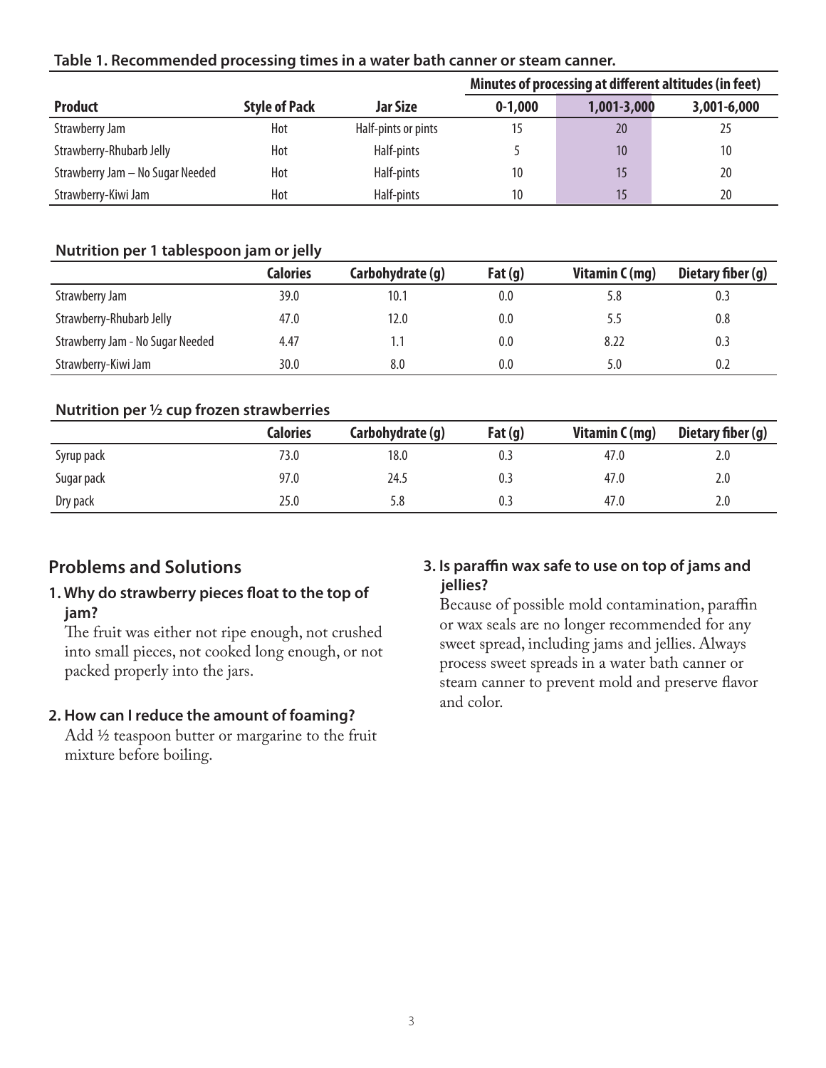**Table 1. Recommended processing times in a water bath canner or steam canner.**

| Product | Style of Pack | Jar Size | Minutes of processing at different altitudes (in feet) | | |
|---|---|---|---|---|---|
| | | | 0-1,000 | 1,001-3,000 | 3,001-6,000 |
| Strawberry Jam | Hot | Half-pints or pints | 15 | 20 | 25 |
| Strawberry-Rhubarb Jelly | Hot | Half-pints | 5 | 10 | 10 |
| Strawberry Jam – No Sugar Needed | Hot | Half-pints | 10 | 15 | 20 |
| Strawberry-Kiwi Jam | Hot | Half-pints | 10 | 15 | 20 |

**Nutrition per 1 tablespoon jam or jelly**

| | Calories | Carbohydrate (g) | Fat (g) | Vitamin C (mg) | Dietary fiber (g) |
|---|---|---|---|---|---|
| Strawberry Jam | 39.0 | 10.1 | 0.0 | 5.8 | 0.3 |
| Strawberry-Rhubarb Jelly | 47.0 | 12.0 | 0.0 | 5.5 | 0.8 |
| Strawberry Jam - No Sugar Needed | 4.47 | 1.1 | 0.0 | 8.22 | 0.3 |
| Strawberry-Kiwi Jam | 30.0 | 8.0 | 0.0 | 5.0 | 0.2 |

**Nutrition per ½ cup frozen strawberries**

| | Calories | Carbohydrate (g) | Fat (g) | Vitamin C (mg) | Dietary fiber (g) |
|---|---|---|---|---|---|
| Syrup pack | 73.0 | 18.0 | 0.3 | 47.0 | 2.0 |
| Sugar pack | 97.0 | 24.5 | 0.3 | 47.0 | 2.0 |
| Dry pack | 25.0 | 5.8 | 0.3 | 47.0 | 2.0 |

## Problems and Solutions

**1. Why do strawberry pieces float to the top of jam?**

The fruit was either not ripe enough, not crushed into small pieces, not cooked long enough, or not packed properly into the jars.

**2. How can I reduce the amount of foaming?**

Add ½ teaspoon butter or margarine to the fruit mixture before boiling.

**3. Is paraffin wax safe to use on top of jams and jellies?**

Because of possible mold contamination, paraffin or wax seals are no longer recommended for any sweet spread, including jams and jellies. Always process sweet spreads in a water bath canner or steam canner to prevent mold and preserve flavor and color.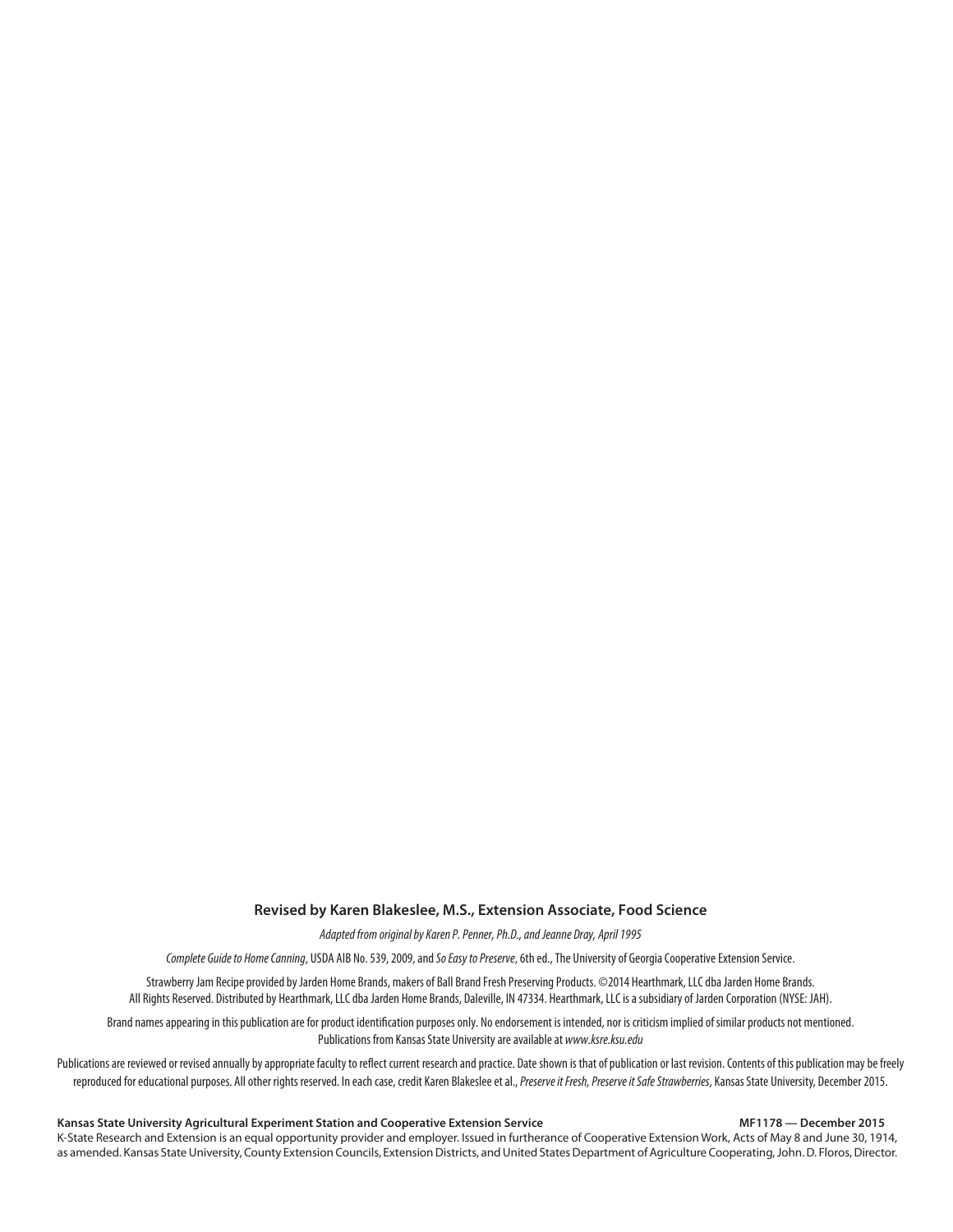**Revised by Karen Blakeslee, M.S., Extension Associate, Food Science**

*Adapted from original by Karen P. Penner, Ph.D., and Jeanne Dray, April 1995*

*Complete Guide to Home Canning*, USDA AIB No. 539, 2009, and *So Easy to Preserve*, 6th ed., The University of Georgia Cooperative Extension Service.

Strawberry Jam Recipe provided by Jarden Home Brands, makers of Ball Brand Fresh Preserving Products. ©2014 Hearthmark, LLC dba Jarden Home Brands. All Rights Reserved. Distributed by Hearthmark, LLC dba Jarden Home Brands, Daleville, IN 47334. Hearthmark, LLC is a subsidiary of Jarden Corporation (NYSE: JAH).

Brand names appearing in this publication are for product identification purposes only. No endorsement is intended, nor is criticism implied of similar products not mentioned. Publications from Kansas State University are available at *www.ksre.ksu.edu*

Publications are reviewed or revised annually by appropriate faculty to reflect current research and practice. Date shown is that of publication or last revision. Contents of this publication may be freely reproduced for educational purposes. All other rights reserved. In each case, credit Karen Blakeslee et al., *Preserve it Fresh, Preserve it Safe Strawberries*, Kansas State University, December 2015.

**Kansas State University Agricultural Experiment Station and Cooperative Extension Service** **MF1178 — December 2015**

K-State Research and Extension is an equal opportunity provider and employer. Issued in furtherance of Cooperative Extension Work, Acts of May 8 and June 30, 1914, as amended. Kansas State University, County Extension Councils, Extension Districts, and United States Department of Agriculture Cooperating, John. D. Floros, Director.